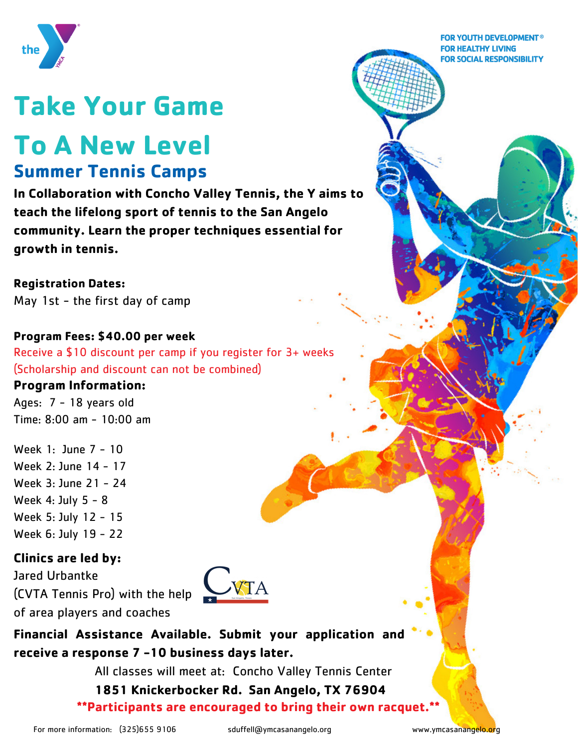FOR YOUTH DEVELOPMENT®
FOR HEALTHY LIVING
FOR SOCIAL RESPONSIBILITY

# Take Your Game To A New Level

## Summer Tennis Camps

**In Collaboration with Concho Valley Tennis, the Y aims to teach the lifelong sport of tennis to the San Angelo community. Learn the proper techniques essential for growth in tennis.**

**Registration Dates:**
May 1st - the first day of camp

**Program Fees: $40.00 per week**
Receive a $10 discount per camp if you register for 3+ weeks
(Scholarship and discount can not be combined)

**Program Information:**
Ages: 7 - 18 years old
Time: 8:00 am - 10:00 am

Week 1: June 7 - 10
Week 2: June 14 - 17
Week 3: June 21 - 24
Week 4: July 5 - 8
Week 5: July 12 - 15
Week 6: July 19 - 22

**Clinics are led by:**
Jared Urbantke
(CVTA Tennis Pro) with the help of area players and coaches

**Financial Assistance Available. Submit your application and receive a response 7 -10 business days later.**

All classes will meet at: Concho Valley Tennis Center
**1851 Knickerbocker Rd. San Angelo, TX 76904**

**Participants are encouraged to bring their own racquet.**

For more information: (325)655 9106 sduffell@ymcasanangelo.org www.ymcasanangelo.org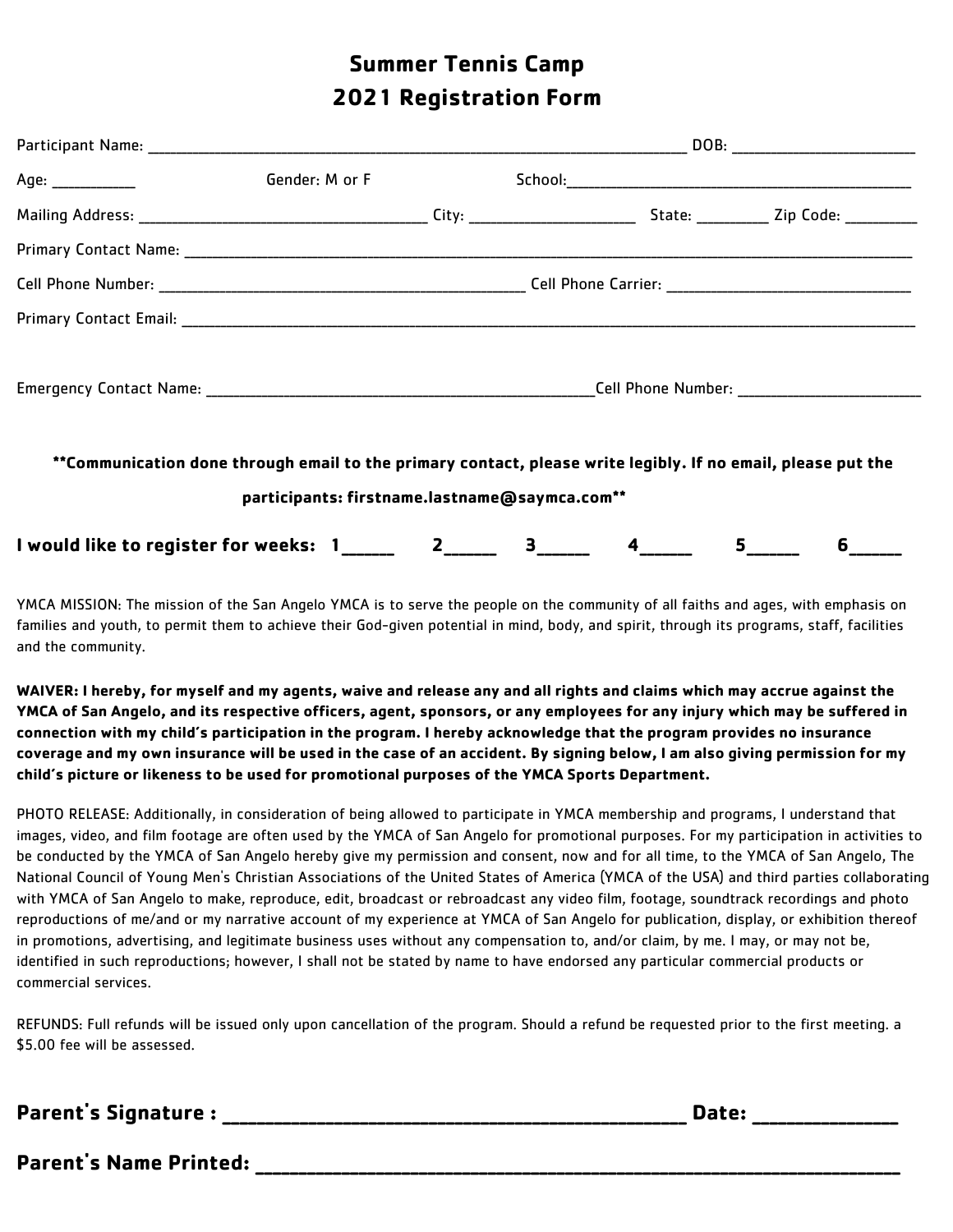# Summer Tennis Camp
# 2021 Registration Form

Participant Name: ______________________________________________ DOB: ________________

Age: _______ Gender: M or F School:_______________________________

Mailing Address: _________________________ City: ______________ State: ______ Zip Code: ______

Primary Contact Name: ________________________________________________________________

Cell Phone Number: _______________________________ Cell Phone Carrier: _____________________

Primary Contact Email: ________________________________________________________________

Emergency Contact Name: ________________________________Cell Phone Number: ________________

**\*\*Communication done through email to the primary contact, please write legibly. If no email, please put the participants: firstname.lastname@saymca.com\*\***

**I would like to register for weeks: 1_____ 2_____ 3_____ 4_____ 5_____ 6_____**

YMCA MISSION: The mission of the San Angelo YMCA is to serve the people on the community of all faiths and ages, with emphasis on families and youth, to permit them to achieve their God-given potential in mind, body, and spirit, through its programs, staff, facilities and the community.

**WAIVER: I hereby, for myself and my agents, waive and release any and all rights and claims which may accrue against the YMCA of San Angelo, and its respective officers, agent, sponsors, or any employees for any injury which may be suffered in connection with my child's participation in the program. I hereby acknowledge that the program provides no insurance coverage and my own insurance will be used in the case of an accident. By signing below, I am also giving permission for my child's picture or likeness to be used for promotional purposes of the YMCA Sports Department.**

PHOTO RELEASE: Additionally, in consideration of being allowed to participate in YMCA membership and programs, I understand that images, video, and film footage are often used by the YMCA of San Angelo for promotional purposes. For my participation in activities to be conducted by the YMCA of San Angelo hereby give my permission and consent, now and for all time, to the YMCA of San Angelo, The National Council of Young Men's Christian Associations of the United States of America (YMCA of the USA) and third parties collaborating with YMCA of San Angelo to make, reproduce, edit, broadcast or rebroadcast any video film, footage, soundtrack recordings and photo reproductions of me/and or my narrative account of my experience at YMCA of San Angelo for publication, display, or exhibition thereof in promotions, advertising, and legitimate business uses without any compensation to, and/or claim, by me. I may, or may not be, identified in such reproductions; however, I shall not be stated by name to have endorsed any particular commercial products or commercial services.

REFUNDS: Full refunds will be issued only upon cancellation of the program. Should a refund be requested prior to the first meeting. a $5.00 fee will be assessed.

**Parent's Signature : _________________________________ Date: ___________**

**Parent's Name Printed: _______________________________________________**